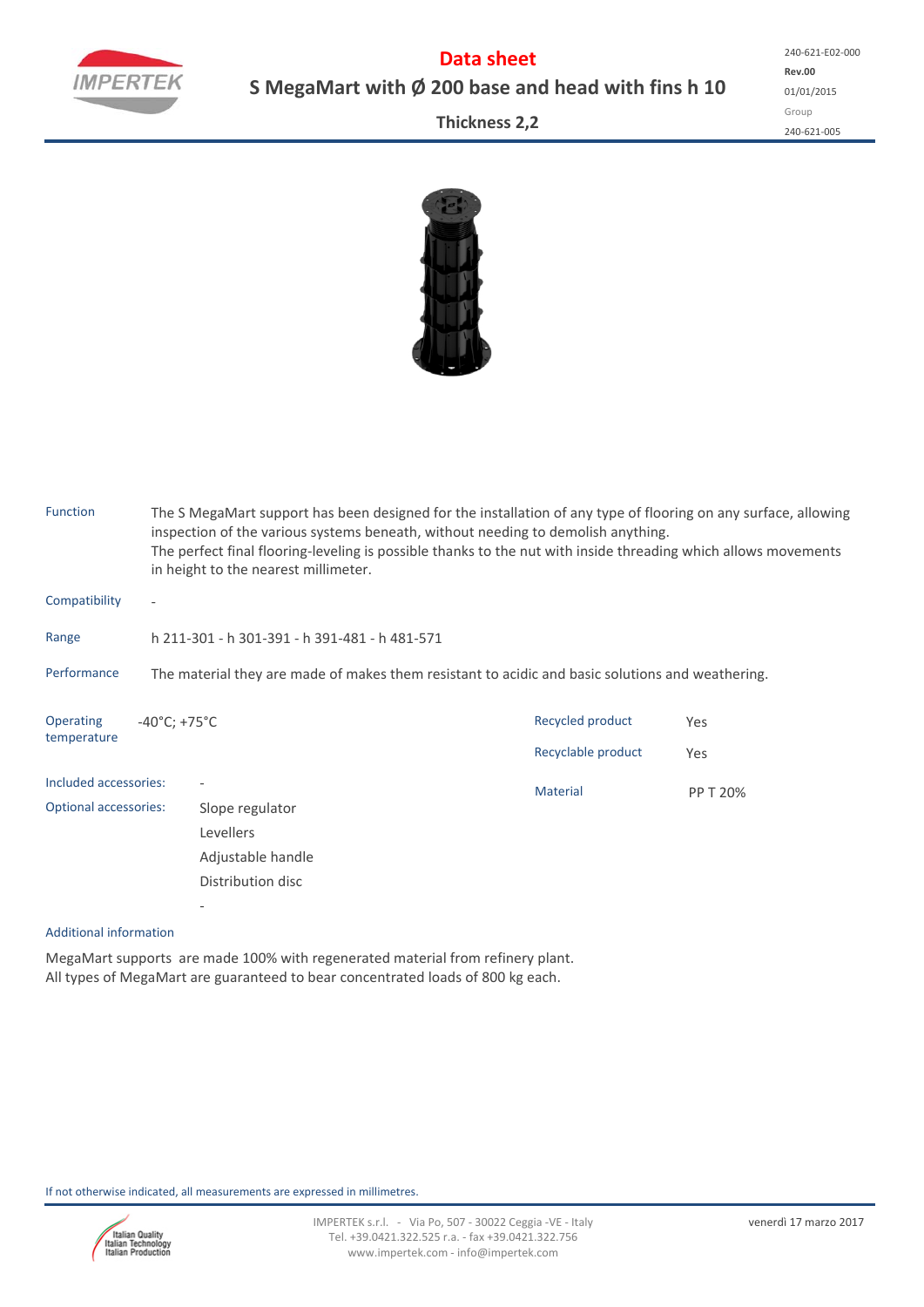# Data sheet

## S MegaMart with Ø 200 base and head with fins h 10

**Thickness 2,2**

240-621-E02-000
**Rev.00**
01/01/2015
Group
240-621-005

| | |
|---|---|
| Function | The S MegaMart support has been designed for the installation of any type of flooring on any surface, allowing inspection of the various systems beneath, without needing to demolish anything. The perfect final flooring-leveling is possible thanks to the nut with inside threading which allows movements in height to the nearest millimeter. |
| Compatibility | - |
| Range | h 211-301 - h 301-391 - h 391-481 - h 481-571 |
| Performance | The material they are made of makes them resistant to acidic and basic solutions and weathering. |

| | |
|---|---|
| Operating temperature | -40°C; +75°C |
| Included accessories: | - |
| Optional accessories: | Slope regulator<br>Levellers<br>Adjustable handle<br>Distribution disc<br>- |

| | |
|---|---|
| Recycled product | Yes |
| Recyclable product | Yes |
| Material | PP T 20% |

Additional information

MegaMart supports are made 100% with regenerated material from refinery plant.
All types of MegaMart are guaranteed to bear concentrated loads of 800 kg each.

If not otherwise indicated, all measurements are expressed in millimetres.

IMPERTEK s.r.l. - Via Po, 507 - 30022 Ceggia -VE - Italy
Tel. +39.0421.322.525 r.a. - fax +39.0421.322.756
www.impertek.com - info@impertek.com

venerdì 17 marzo 2017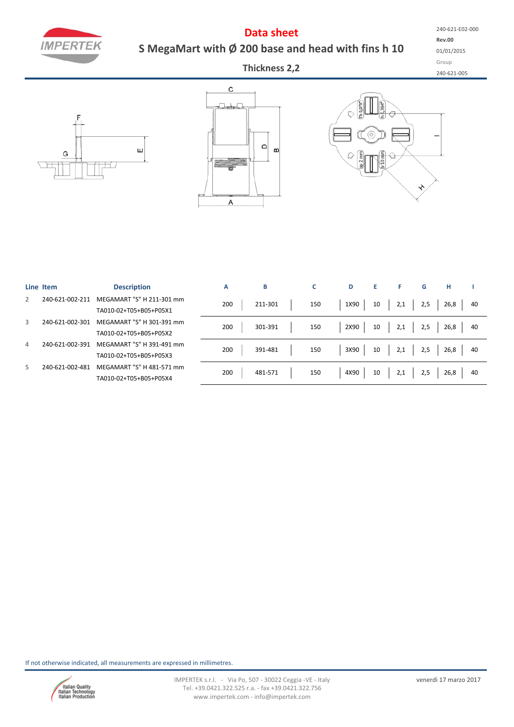# Data sheet

## S MegaMart with Ø 200 base and head with fins h 10

### Thickness 2,2

240-621-E02-000
**Rev.00**
01/01/2015
Group
240-621-005

F
G
E
C
D
B
A
h 0,079"
h 0,394"
sp 2 mm
h 10 mm
I
H

| Line | Item | Description | A | B | C | D | E | F | G | H | I |
|---|---|---|---|---|---|---|---|---|---|---|---|
| 2 | 240-621-002-211 | MEGAMART "S" H 211-301 mm TA010-02+T05+B05+P05X1 | 200 | 211-301 | 150 | 1X90 | 10 | 2,1 | 2,5 | 26,8 | 40 |
| 3 | 240-621-002-301 | MEGAMART "S" H 301-391 mm TA010-02+T05+B05+P05X2 | 200 | 301-391 | 150 | 2X90 | 10 | 2,1 | 2,5 | 26,8 | 40 |
| 4 | 240-621-002-391 | MEGAMART "S" H 391-491 mm TA010-02+T05+B05+P05X3 | 200 | 391-481 | 150 | 3X90 | 10 | 2,1 | 2,5 | 26,8 | 40 |
| 5 | 240-621-002-481 | MEGAMART "S" H 481-571 mm TA010-02+T05+B05+P05X4 | 200 | 481-571 | 150 | 4X90 | 10 | 2,1 | 2,5 | 26,8 | 40 |

If not otherwise indicated, all measurements are expressed in millimetres.

Italian Quality
Italian Technology
Italian Production

IMPERTEK s.r.l. - Via Po, 507 - 30022 Ceggia -VE - Italy
Tel. +39.0421.322.525 r.a. - fax +39.0421.322.756
www.impertek.com - info@impertek.com

venerdì 17 marzo 2017